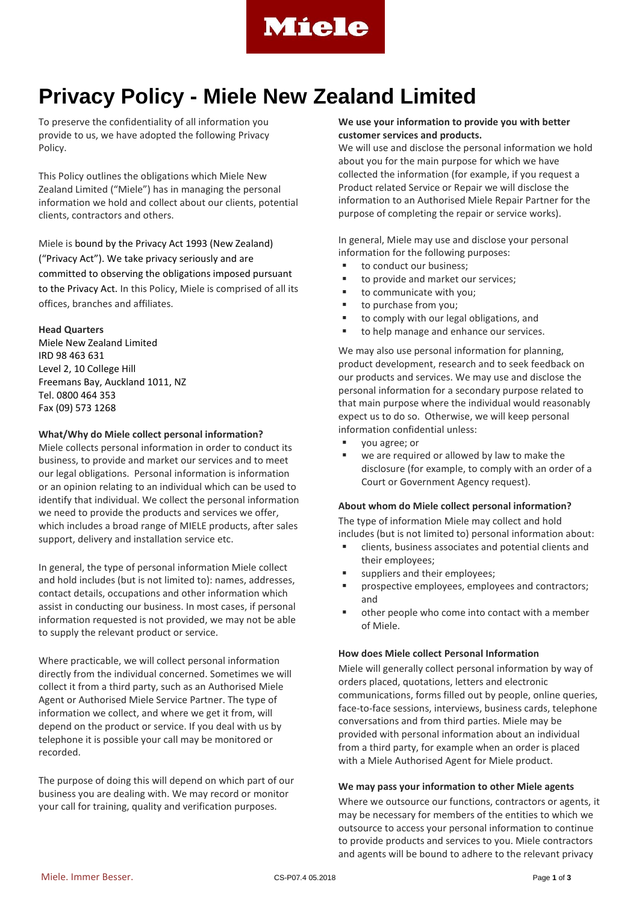# Privacy Policy - Miele New Zealand Limited

To preserve the confidentiality of all information you provide to us, we have adopted the following Privacy Policy.

This Policy outlines the obligations which Miele New Zealand Limited ("Miele") has in managing the personal information we hold and collect about our clients, potential clients, contractors and others.

Miele is bound by the Privacy Act 1993 (New Zealand) ("Privacy Act"). We take privacy seriously and are committed to observing the obligations imposed pursuant to the Privacy Act. In this Policy, Miele is comprised of all its offices, branches and affiliates.

**Head Quarters**
Miele New Zealand Limited
IRD 98 463 631
Level 2, 10 College Hill
Freemans Bay, Auckland 1011, NZ
Tel. 0800 464 353
Fax (09) 573 1268

**What/Why do Miele collect personal information?**

Miele collects personal information in order to conduct its business, to provide and market our services and to meet our legal obligations. Personal information is information or an opinion relating to an individual which can be used to identify that individual. We collect the personal information we need to provide the products and services we offer, which includes a broad range of MIELE products, after sales support, delivery and installation service etc.

In general, the type of personal information Miele collect and hold includes (but is not limited to): names, addresses, contact details, occupations and other information which assist in conducting our business. In most cases, if personal information requested is not provided, we may not be able to supply the relevant product or service.

Where practicable, we will collect personal information directly from the individual concerned. Sometimes we will collect it from a third party, such as an Authorised Miele Agent or Authorised Miele Service Partner. The type of information we collect, and where we get it from, will depend on the product or service. If you deal with us by telephone it is possible your call may be monitored or recorded.

The purpose of doing this will depend on which part of our business you are dealing with. We may record or monitor your call for training, quality and verification purposes.

**We use your information to provide you with better customer services and products.**

We will use and disclose the personal information we hold about you for the main purpose for which we have collected the information (for example, if you request a Product related Service or Repair we will disclose the information to an Authorised Miele Repair Partner for the purpose of completing the repair or service works).

In general, Miele may use and disclose your personal information for the following purposes:

- to conduct our business;
- to provide and market our services;
- to communicate with you;
- to purchase from you;
- to comply with our legal obligations, and
- to help manage and enhance our services.

We may also use personal information for planning, product development, research and to seek feedback on our products and services. We may use and disclose the personal information for a secondary purpose related to that main purpose where the individual would reasonably expect us to do so. Otherwise, we will keep personal information confidential unless:

- you agree; or
- we are required or allowed by law to make the disclosure (for example, to comply with an order of a Court or Government Agency request).

**About whom do Miele collect personal information?**

The type of information Miele may collect and hold includes (but is not limited to) personal information about:

- clients, business associates and potential clients and their employees;
- suppliers and their employees;
- prospective employees, employees and contractors; and
- other people who come into contact with a member of Miele.

**How does Miele collect Personal Information**

Miele will generally collect personal information by way of orders placed, quotations, letters and electronic communications, forms filled out by people, online queries, face-to-face sessions, interviews, business cards, telephone conversations and from third parties. Miele may be provided with personal information about an individual from a third party, for example when an order is placed with a Miele Authorised Agent for Miele product.

**We may pass your information to other Miele agents**

Where we outsource our functions, contractors or agents, it may be necessary for members of the entities to which we outsource to access your personal information to continue to provide products and services to you. Miele contractors and agents will be bound to adhere to the relevant privacy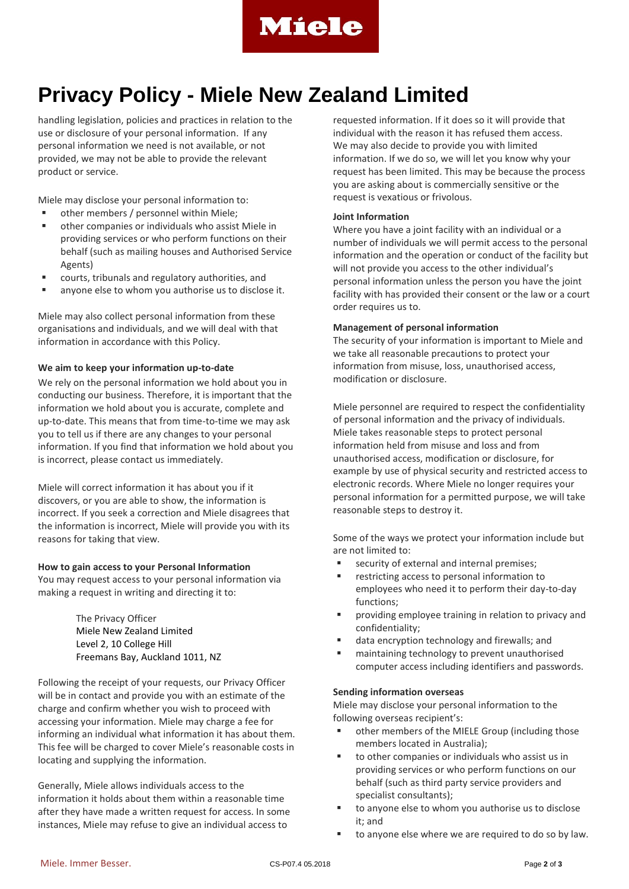handling legislation, policies and practices in relation to the use or disclosure of your personal information. If any personal information we need is not available, or not provided, we may not be able to provide the relevant product or service.

Miele may disclose your personal information to:

- other members / personnel within Miele;
- other companies or individuals who assist Miele in providing services or who perform functions on their behalf (such as mailing houses and Authorised Service Agents)
- courts, tribunals and regulatory authorities, and
- anyone else to whom you authorise us to disclose it.

Miele may also collect personal information from these organisations and individuals, and we will deal with that information in accordance with this Policy.

**We aim to keep your information up-to-date**

We rely on the personal information we hold about you in conducting our business. Therefore, it is important that the information we hold about you is accurate, complete and up-to-date. This means that from time-to-time we may ask you to tell us if there are any changes to your personal information. If you find that information we hold about you is incorrect, please contact us immediately.

Miele will correct information it has about you if it discovers, or you are able to show, the information is incorrect. If you seek a correction and Miele disagrees that the information is incorrect, Miele will provide you with its reasons for taking that view.

**How to gain access to your Personal Information**

You may request access to your personal information via making a request in writing and directing it to:

> The Privacy Officer
> Miele New Zealand Limited
> Level 2, 10 College Hill
> Freemans Bay, Auckland 1011, NZ

Following the receipt of your requests, our Privacy Officer will be in contact and provide you with an estimate of the charge and confirm whether you wish to proceed with accessing your information. Miele may charge a fee for informing an individual what information it has about them. This fee will be charged to cover Miele's reasonable costs in locating and supplying the information.

Generally, Miele allows individuals access to the information it holds about them within a reasonable time after they have made a written request for access. In some instances, Miele may refuse to give an individual access to requested information. If it does so it will provide that individual with the reason it has refused them access. We may also decide to provide you with limited information. If we do so, we will let you know why your request has been limited. This may be because the process you are asking about is commercially sensitive or the request is vexatious or frivolous.

**Joint Information**

Where you have a joint facility with an individual or a number of individuals we will permit access to the personal information and the operation or conduct of the facility but will not provide you access to the other individual's personal information unless the person you have the joint facility with has provided their consent or the law or a court order requires us to.

**Management of personal information**

The security of your information is important to Miele and we take all reasonable precautions to protect your information from misuse, loss, unauthorised access, modification or disclosure.

Miele personnel are required to respect the confidentiality of personal information and the privacy of individuals. Miele takes reasonable steps to protect personal information held from misuse and loss and from unauthorised access, modification or disclosure, for example by use of physical security and restricted access to electronic records. Where Miele no longer requires your personal information for a permitted purpose, we will take reasonable steps to destroy it.

Some of the ways we protect your information include but are not limited to:

- security of external and internal premises;
- restricting access to personal information to employees who need it to perform their day-to-day functions;
- providing employee training in relation to privacy and confidentiality;
- data encryption technology and firewalls; and
- maintaining technology to prevent unauthorised computer access including identifiers and passwords.

**Sending information overseas**

Miele may disclose your personal information to the following overseas recipient's:

- other members of the MIELE Group (including those members located in Australia);
- to other companies or individuals who assist us in providing services or who perform functions on our behalf (such as third party service providers and specialist consultants);
- to anyone else to whom you authorise us to disclose it; and
- to anyone else where we are required to do so by law.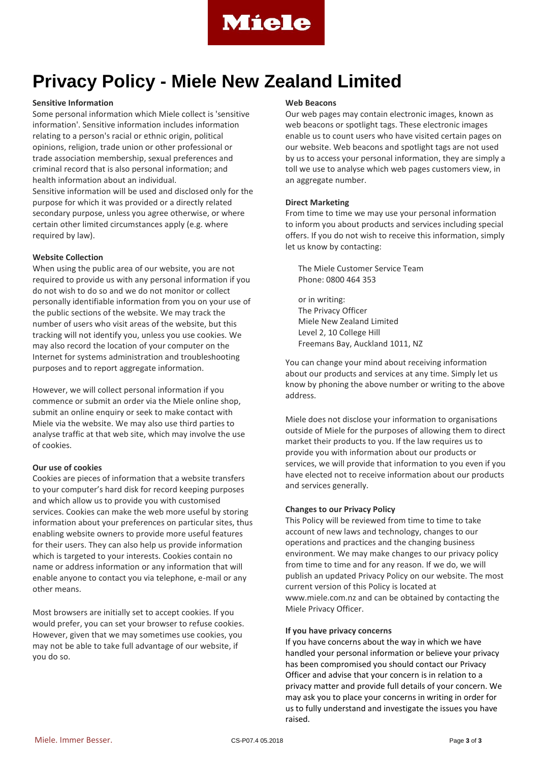# Privacy Policy - Miele New Zealand Limited

**Sensitive Information**

Some personal information which Miele collect is 'sensitive information'. Sensitive information includes information relating to a person's racial or ethnic origin, political opinions, religion, trade union or other professional or trade association membership, sexual preferences and criminal record that is also personal information; and health information about an individual.

Sensitive information will be used and disclosed only for the purpose for which it was provided or a directly related secondary purpose, unless you agree otherwise, or where certain other limited circumstances apply (e.g. where required by law).

**Website Collection**

When using the public area of our website, you are not required to provide us with any personal information if you do not wish to do so and we do not monitor or collect personally identifiable information from you on your use of the public sections of the website. We may track the number of users who visit areas of the website, but this tracking will not identify you, unless you use cookies. We may also record the location of your computer on the Internet for systems administration and troubleshooting purposes and to report aggregate information.

However, we will collect personal information if you commence or submit an order via the Miele online shop, submit an online enquiry or seek to make contact with Miele via the website. We may also use third parties to analyse traffic at that web site, which may involve the use of cookies.

**Our use of cookies**

Cookies are pieces of information that a website transfers to your computer's hard disk for record keeping purposes and which allow us to provide you with customised services. Cookies can make the web more useful by storing information about your preferences on particular sites, thus enabling website owners to provide more useful features for their users. They can also help us provide information which is targeted to your interests. Cookies contain no name or address information or any information that will enable anyone to contact you via telephone, e-mail or any other means.

Most browsers are initially set to accept cookies. If you would prefer, you can set your browser to refuse cookies. However, given that we may sometimes use cookies, you may not be able to take full advantage of our website, if you do so.

**Web Beacons**

Our web pages may contain electronic images, known as web beacons or spotlight tags. These electronic images enable us to count users who have visited certain pages on our website. Web beacons and spotlight tags are not used by us to access your personal information, they are simply a toll we use to analyse which web pages customers view, in an aggregate number.

**Direct Marketing**

From time to time we may use your personal information to inform you about products and services including special offers. If you do not wish to receive this information, simply let us know by contacting:

The Miele Customer Service Team
Phone: 0800 464 353

or in writing:
The Privacy Officer
Miele New Zealand Limited
Level 2, 10 College Hill
Freemans Bay, Auckland 1011, NZ

You can change your mind about receiving information about our products and services at any time. Simply let us know by phoning the above number or writing to the above address.

Miele does not disclose your information to organisations outside of Miele for the purposes of allowing them to direct market their products to you. If the law requires us to provide you with information about our products or services, we will provide that information to you even if you have elected not to receive information about our products and services generally.

**Changes to our Privacy Policy**

This Policy will be reviewed from time to time to take account of new laws and technology, changes to our operations and practices and the changing business environment. We may make changes to our privacy policy from time to time and for any reason. If we do, we will publish an updated Privacy Policy on our website. The most current version of this Policy is located at www.miele.com.nz and can be obtained by contacting the Miele Privacy Officer.

**If you have privacy concerns**

If you have concerns about the way in which we have handled your personal information or believe your privacy has been compromised you should contact our Privacy Officer and advise that your concern is in relation to a privacy matter and provide full details of your concern. We may ask you to place your concerns in writing in order for us to fully understand and investigate the issues you have raised.